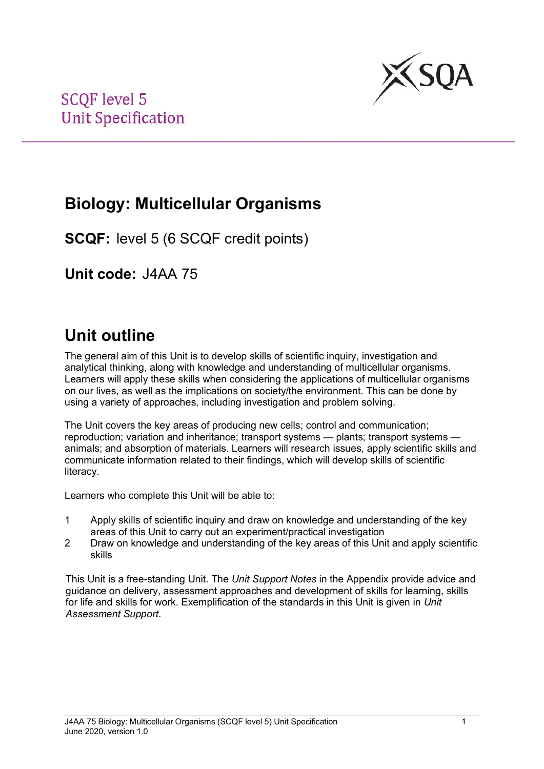SCQF level 5
Unit Specification

# Biology: Multicellular Organisms

**SCQF:** level 5 (6 SCQF credit points)

**Unit code:** J4AA 75

## Unit outline

The general aim of this Unit is to develop skills of scientific inquiry, investigation and analytical thinking, along with knowledge and understanding of multicellular organisms. Learners will apply these skills when considering the applications of multicellular organisms on our lives, as well as the implications on society/the environment. This can be done by using a variety of approaches, including investigation and problem solving.

The Unit covers the key areas of producing new cells; control and communication; reproduction; variation and inheritance; transport systems — plants; transport systems — animals; and absorption of materials. Learners will research issues, apply scientific skills and communicate information related to their findings, which will develop skills of scientific literacy.

Learners who complete this Unit will be able to:

1. Apply skills of scientific inquiry and draw on knowledge and understanding of the key areas of this Unit to carry out an experiment/practical investigation
2. Draw on knowledge and understanding of the key areas of this Unit and apply scientific skills

This Unit is a free-standing Unit. The *Unit Support Notes* in the Appendix provide advice and guidance on delivery, assessment approaches and development of skills for learning, skills for life and skills for work. Exemplification of the standards in this Unit is given in *Unit Assessment Support*.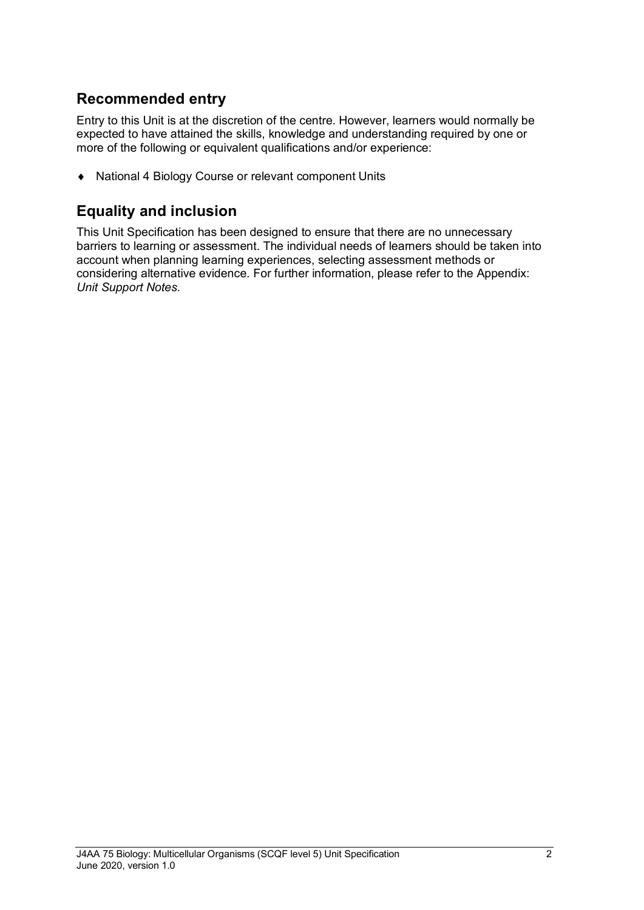## Recommended entry

Entry to this Unit is at the discretion of the centre. However, learners would normally be expected to have attained the skills, knowledge and understanding required by one or more of the following or equivalent qualifications and/or experience:

- National 4 Biology Course or relevant component Units

## Equality and inclusion

This Unit Specification has been designed to ensure that there are no unnecessary barriers to learning or assessment. The individual needs of learners should be taken into account when planning learning experiences, selecting assessment methods or considering alternative evidence. For further information, please refer to the Appendix: *Unit Support Notes.*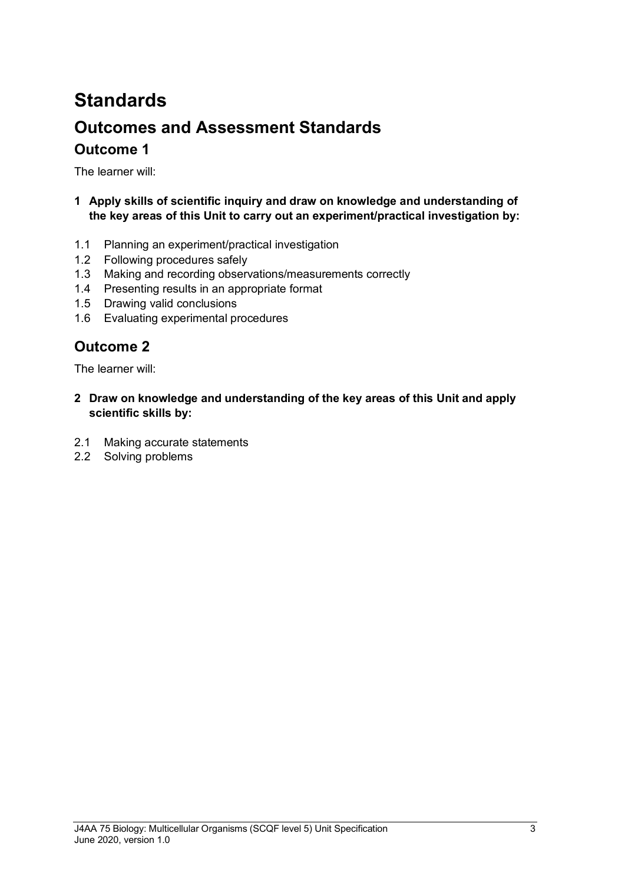# Standards

## Outcomes and Assessment Standards

### Outcome 1

The learner will:

**1 Apply skills of scientific inquiry and draw on knowledge and understanding of the key areas of this Unit to carry out an experiment/practical investigation by:**

1.1 Planning an experiment/practical investigation
1.2 Following procedures safely
1.3 Making and recording observations/measurements correctly
1.4 Presenting results in an appropriate format
1.5 Drawing valid conclusions
1.6 Evaluating experimental procedures

### Outcome 2

The learner will:

**2 Draw on knowledge and understanding of the key areas of this Unit and apply scientific skills by:**

2.1 Making accurate statements
2.2 Solving problems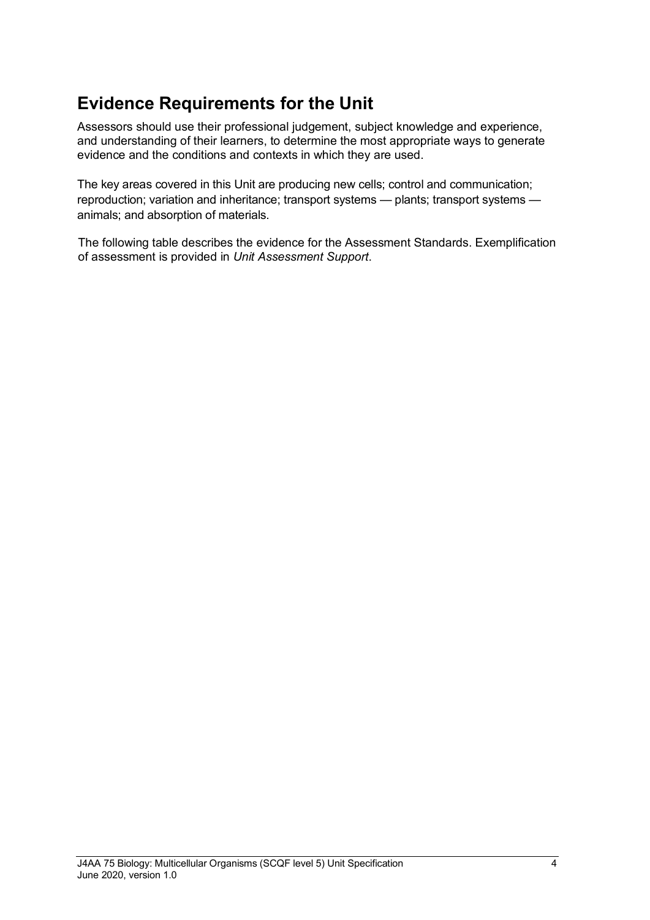## Evidence Requirements for the Unit

Assessors should use their professional judgement, subject knowledge and experience, and understanding of their learners, to determine the most appropriate ways to generate evidence and the conditions and contexts in which they are used.

The key areas covered in this Unit are producing new cells; control and communication; reproduction; variation and inheritance; transport systems — plants; transport systems — animals; and absorption of materials.

The following table describes the evidence for the Assessment Standards. Exemplification of assessment is provided in *Unit Assessment Support*.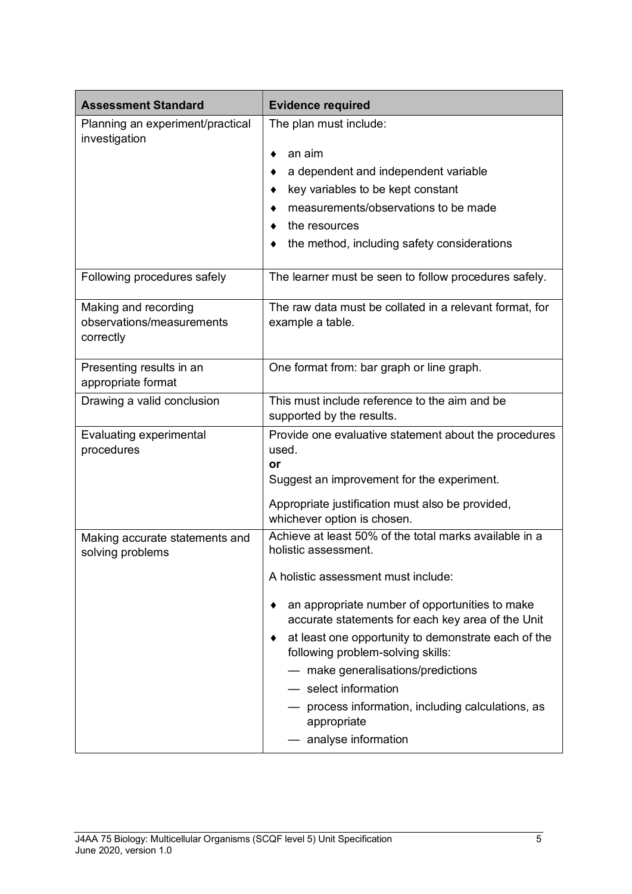| Assessment Standard | Evidence required |
|---|---|
| Planning an experiment/practical investigation | The plan must include:<br><br>♦ an aim<br>♦ a dependent and independent variable<br>♦ key variables to be kept constant<br>♦ measurements/observations to be made<br>♦ the resources<br>♦ the method, including safety considerations |
| Following procedures safely | The learner must be seen to follow procedures safely. |
| Making and recording observations/measurements correctly | The raw data must be collated in a relevant format, for example a table. |
| Presenting results in an appropriate format | One format from: bar graph or line graph. |
| Drawing a valid conclusion | This must include reference to the aim and be supported by the results. |
| Evaluating experimental procedures | Provide one evaluative statement about the procedures used.<br>**or**<br>Suggest an improvement for the experiment.<br><br>Appropriate justification must also be provided, whichever option is chosen. |
| Making accurate statements and solving problems | Achieve at least 50% of the total marks available in a holistic assessment.<br><br>A holistic assessment must include:<br><br>♦ an appropriate number of opportunities to make accurate statements for each key area of the Unit<br>♦ at least one opportunity to demonstrate each of the following problem-solving skills:<br>— make generalisations/predictions<br>— select information<br>— process information, including calculations, as appropriate<br>— analyse information |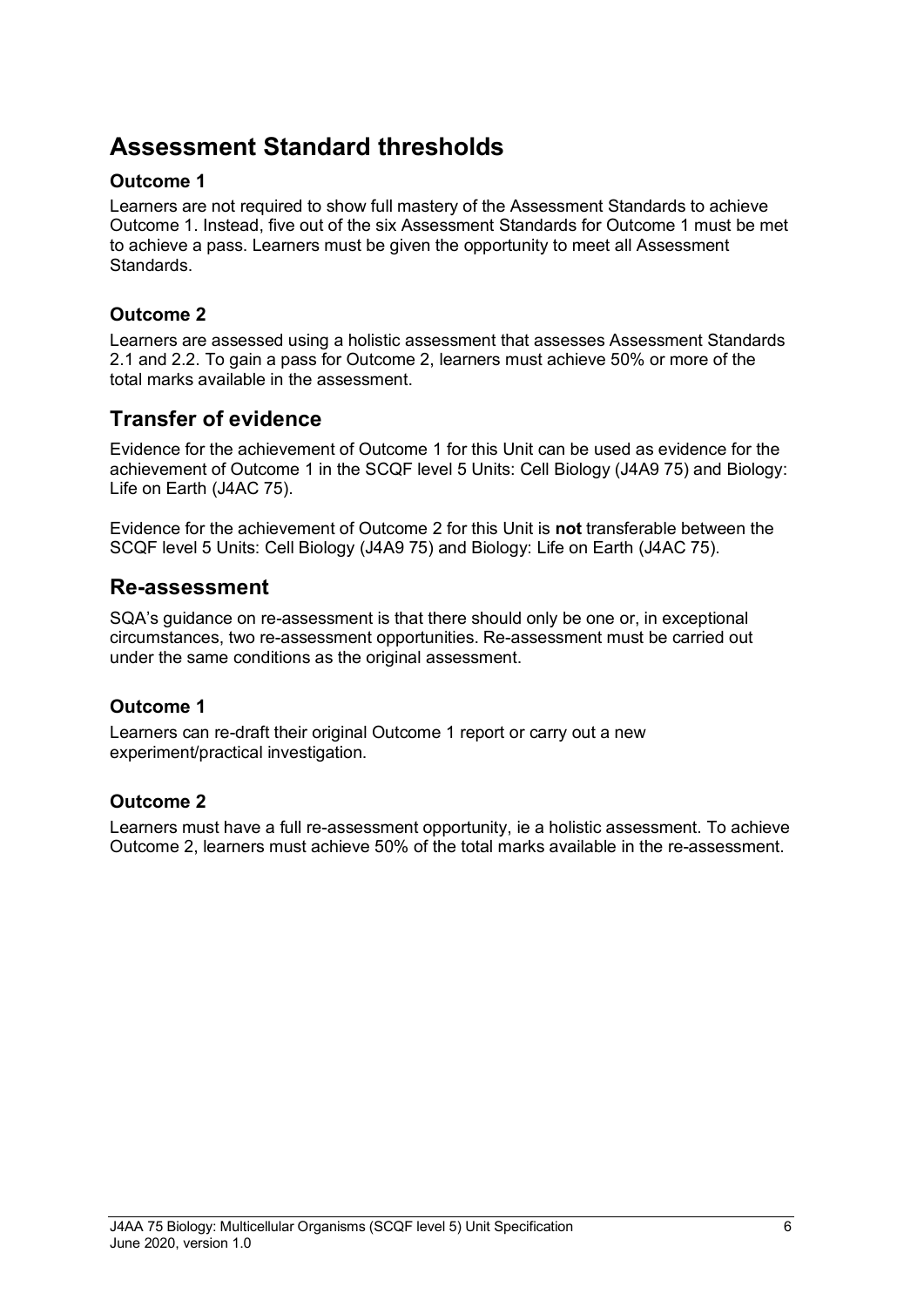## Assessment Standard thresholds

### Outcome 1

Learners are not required to show full mastery of the Assessment Standards to achieve Outcome 1. Instead, five out of the six Assessment Standards for Outcome 1 must be met to achieve a pass. Learners must be given the opportunity to meet all Assessment Standards.

### Outcome 2

Learners are assessed using a holistic assessment that assesses Assessment Standards 2.1 and 2.2. To gain a pass for Outcome 2, learners must achieve 50% or more of the total marks available in the assessment.

## Transfer of evidence

Evidence for the achievement of Outcome 1 for this Unit can be used as evidence for the achievement of Outcome 1 in the SCQF level 5 Units: Cell Biology (J4A9 75) and Biology: Life on Earth (J4AC 75).

Evidence for the achievement of Outcome 2 for this Unit is **not** transferable between the SCQF level 5 Units: Cell Biology (J4A9 75) and Biology: Life on Earth (J4AC 75).

## Re-assessment

SQA's guidance on re-assessment is that there should only be one or, in exceptional circumstances, two re-assessment opportunities. Re-assessment must be carried out under the same conditions as the original assessment.

### Outcome 1

Learners can re-draft their original Outcome 1 report or carry out a new experiment/practical investigation.

### Outcome 2

Learners must have a full re-assessment opportunity, ie a holistic assessment. To achieve Outcome 2, learners must achieve 50% of the total marks available in the re-assessment.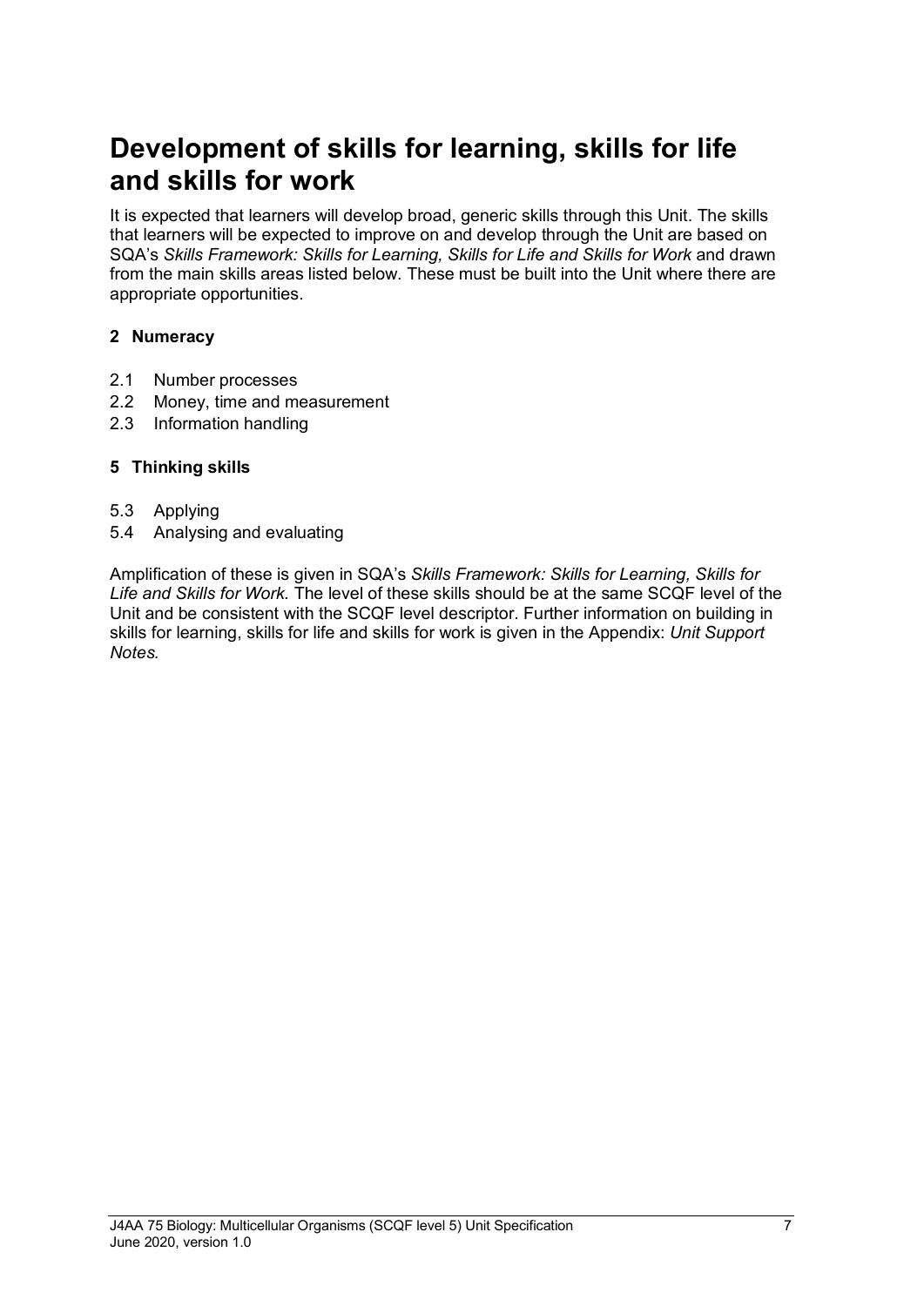# Development of skills for learning, skills for life and skills for work

It is expected that learners will develop broad, generic skills through this Unit. The skills that learners will be expected to improve on and develop through the Unit are based on SQA's *Skills Framework: Skills for Learning, Skills for Life and Skills for Work* and drawn from the main skills areas listed below. These must be built into the Unit where there are appropriate opportunities.

**2 Numeracy**

- 2.1 Number processes
- 2.2 Money, time and measurement
- 2.3 Information handling

**5 Thinking skills**

- 5.3 Applying
- 5.4 Analysing and evaluating

Amplification of these is given in SQA's *Skills Framework: Skills for Learning, Skills for Life and Skills for Work.* The level of these skills should be at the same SCQF level of the Unit and be consistent with the SCQF level descriptor. Further information on building in skills for learning, skills for life and skills for work is given in the Appendix: *Unit Support Notes.*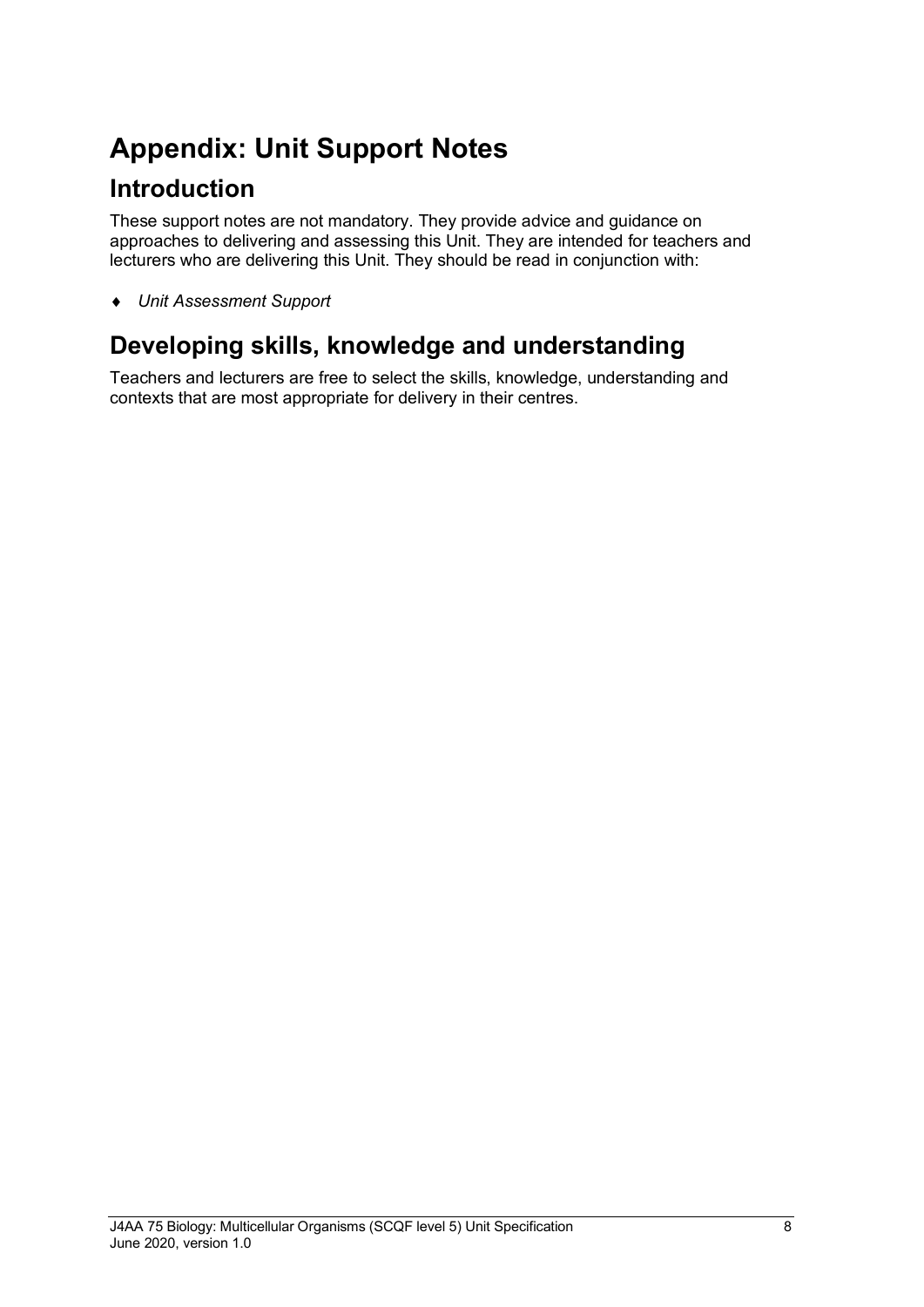# Appendix: Unit Support Notes

## Introduction

These support notes are not mandatory. They provide advice and guidance on approaches to delivering and assessing this Unit. They are intended for teachers and lecturers who are delivering this Unit. They should be read in conjunction with:

- *Unit Assessment Support*

## Developing skills, knowledge and understanding

Teachers and lecturers are free to select the skills, knowledge, understanding and contexts that are most appropriate for delivery in their centres.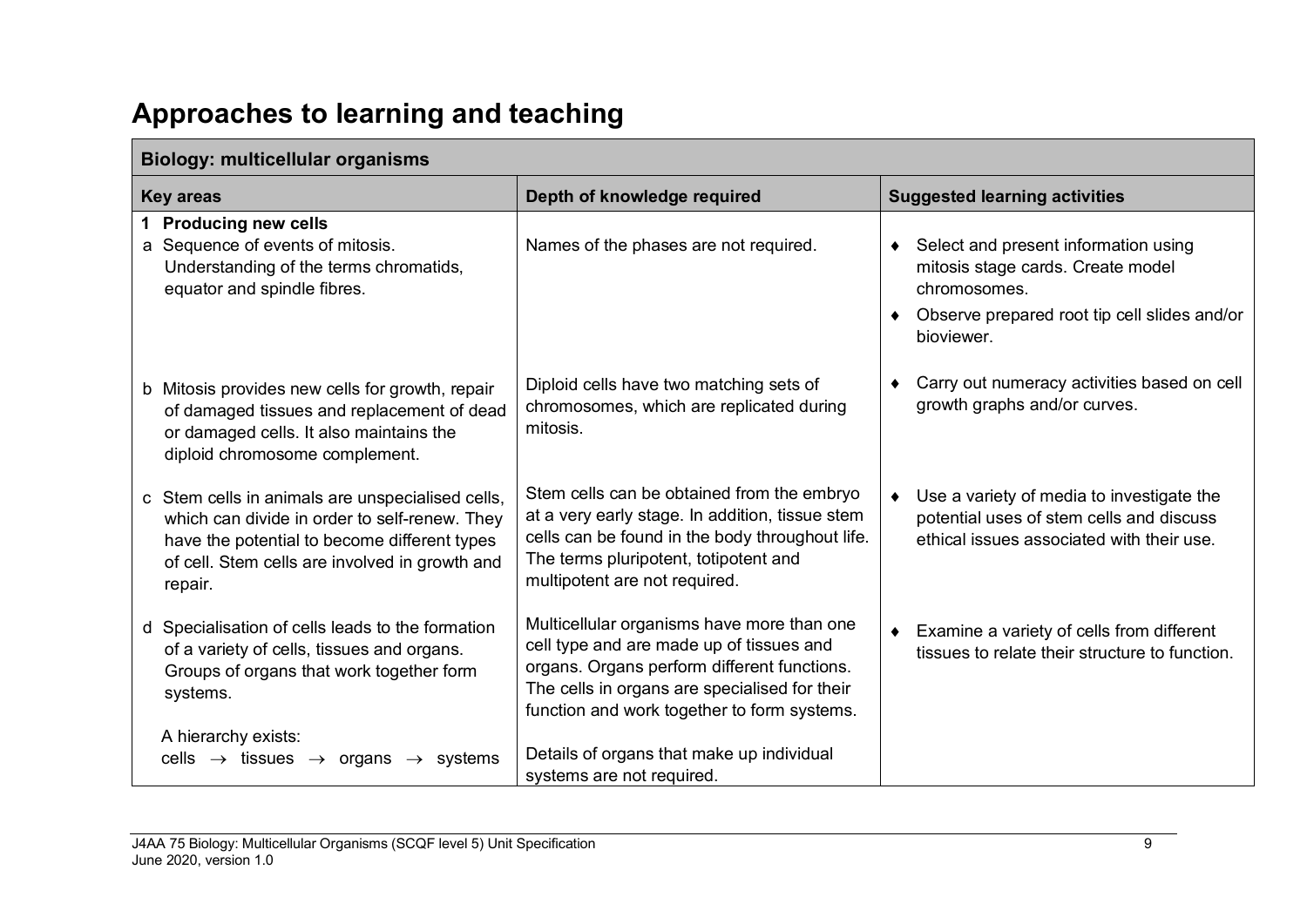# Approaches to learning and teaching

| Biology: multicellular organisms | | |
|---|---|---|
| **Key areas** | **Depth of knowledge required** | **Suggested learning activities** |
| **1 Producing new cells**<br>a Sequence of events of mitosis. Understanding of the terms chromatids, equator and spindle fibres. | Names of the phases are not required. | ♦ Select and present information using mitosis stage cards. Create model chromosomes.<br>♦ Observe prepared root tip cell slides and/or bioviewer. |
| b Mitosis provides new cells for growth, repair of damaged tissues and replacement of dead or damaged cells. It also maintains the diploid chromosome complement. | Diploid cells have two matching sets of chromosomes, which are replicated during mitosis. | ♦ Carry out numeracy activities based on cell growth graphs and/or curves. |
| c Stem cells in animals are unspecialised cells, which can divide in order to self-renew. They have the potential to become different types of cell. Stem cells are involved in growth and repair. | Stem cells can be obtained from the embryo at a very early stage. In addition, tissue stem cells can be found in the body throughout life. The terms pluripotent, totipotent and multipotent are not required. | ♦ Use a variety of media to investigate the potential uses of stem cells and discuss ethical issues associated with their use. |
| d Specialisation of cells leads to the formation of a variety of cells, tissues and organs. Groups of organs that work together form systems.<br><br>A hierarchy exists:<br>cells → tissues → organs → systems | Multicellular organisms have more than one cell type and are made up of tissues and organs. Organs perform different functions. The cells in organs are specialised for their function and work together to form systems.<br><br>Details of organs that make up individual systems are not required. | ♦ Examine a variety of cells from different tissues to relate their structure to function. |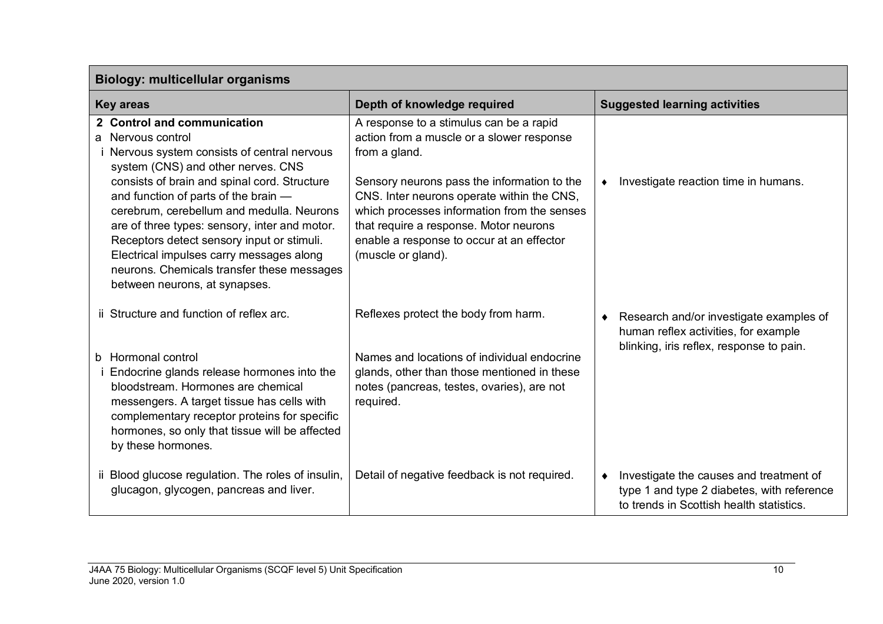| Biology: multicellular organisms | | |
|---|---|---|
| **Key areas** | **Depth of knowledge required** | **Suggested learning activities** |
| **2 Control and communication**<br>a Nervous control<br>i Nervous system consists of central nervous system (CNS) and other nerves. CNS consists of brain and spinal cord. Structure and function of parts of the brain — cerebrum, cerebellum and medulla. Neurons are of three types: sensory, inter and motor. Receptors detect sensory input or stimuli. Electrical impulses carry messages along neurons. Chemicals transfer these messages between neurons, at synapses. | A response to a stimulus can be a rapid action from a muscle or a slower response from a gland.<br><br>Sensory neurons pass the information to the CNS. Inter neurons operate within the CNS, which processes information from the senses that require a response. Motor neurons enable a response to occur at an effector (muscle or gland). | ♦ Investigate reaction time in humans. |
| ii Structure and function of reflex arc. | Reflexes protect the body from harm. | ♦ Research and/or investigate examples of human reflex activities, for example blinking, iris reflex, response to pain. |
| b Hormonal control<br>i Endocrine glands release hormones into the bloodstream. Hormones are chemical messengers. A target tissue has cells with complementary receptor proteins for specific hormones, so only that tissue will be affected by these hormones. | Names and locations of individual endocrine glands, other than those mentioned in these notes (pancreas, testes, ovaries), are not required. | |
| ii Blood glucose regulation. The roles of insulin, glucagon, glycogen, pancreas and liver. | Detail of negative feedback is not required. | ♦ Investigate the causes and treatment of type 1 and type 2 diabetes, with reference to trends in Scottish health statistics. |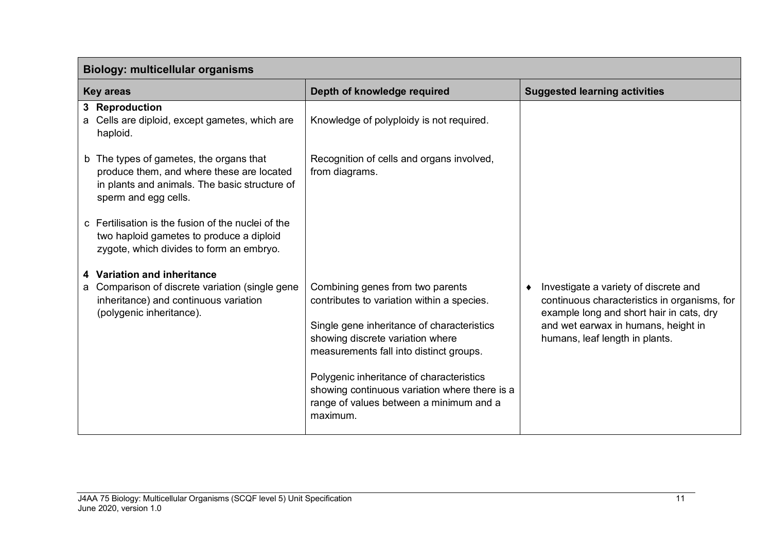| Biology: multicellular organisms | | |
|---|---|---|
| **Key areas** | **Depth of knowledge required** | **Suggested learning activities** |
| **3 Reproduction**<br>a Cells are diploid, except gametes, which are haploid. | Knowledge of polyploidy is not required. | |
| b The types of gametes, the organs that produce them, and where these are located in plants and animals. The basic structure of sperm and egg cells. | Recognition of cells and organs involved, from diagrams. | |
| c Fertilisation is the fusion of the nuclei of the two haploid gametes to produce a diploid zygote, which divides to form an embryo. | | |
| **4 Variation and inheritance**<br>a Comparison of discrete variation (single gene inheritance) and continuous variation (polygenic inheritance). | Combining genes from two parents contributes to variation within a species.<br><br>Single gene inheritance of characteristics showing discrete variation where measurements fall into distinct groups.<br><br>Polygenic inheritance of characteristics showing continuous variation where there is a range of values between a minimum and a maximum. | ♦ Investigate a variety of discrete and continuous characteristics in organisms, for example long and short hair in cats, dry and wet earwax in humans, height in humans, leaf length in plants. |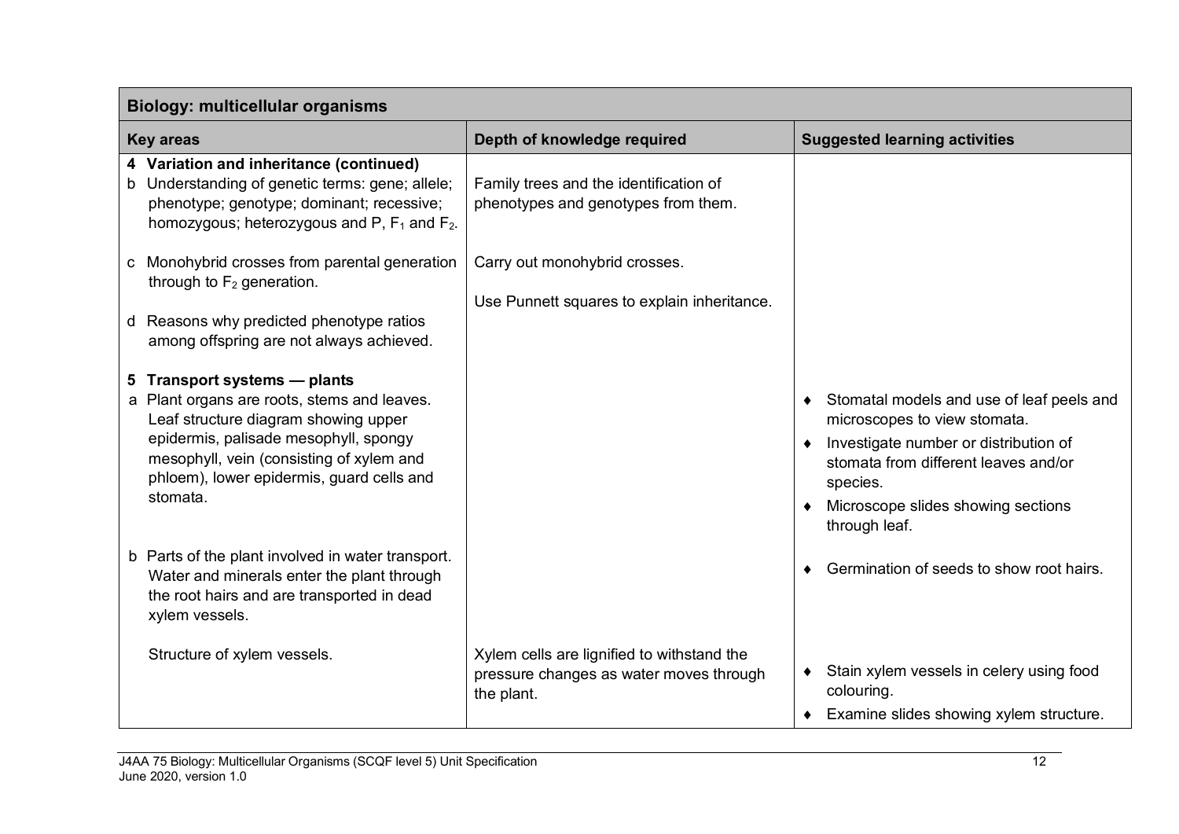| Biology: multicellular organisms | | |
|---|---|---|
| **Key areas** | **Depth of knowledge required** | **Suggested learning activities** |
| **4 Variation and inheritance (continued)**<br>b Understanding of genetic terms: gene; allele; phenotype; genotype; dominant; recessive; homozygous; heterozygous and P, $F_1$ and $F_2$. | Family trees and the identification of phenotypes and genotypes from them. | |
| c Monohybrid crosses from parental generation through to $F_2$ generation.<br><br>d Reasons why predicted phenotype ratios among offspring are not always achieved. | Carry out monohybrid crosses.<br><br>Use Punnett squares to explain inheritance. | |
| **5 Transport systems — plants**<br>a Plant organs are roots, stems and leaves. Leaf structure diagram showing upper epidermis, palisade mesophyll, spongy mesophyll, vein (consisting of xylem and phloem), lower epidermis, guard cells and stomata. | | ♦ Stomatal models and use of leaf peels and microscopes to view stomata.<br>♦ Investigate number or distribution of stomata from different leaves and/or species.<br>♦ Microscope slides showing sections through leaf. |
| b Parts of the plant involved in water transport. Water and minerals enter the plant through the root hairs and are transported in dead xylem vessels. | | ♦ Germination of seeds to show root hairs. |
| Structure of xylem vessels. | Xylem cells are lignified to withstand the pressure changes as water moves through the plant. | ♦ Stain xylem vessels in celery using food colouring.<br>♦ Examine slides showing xylem structure. |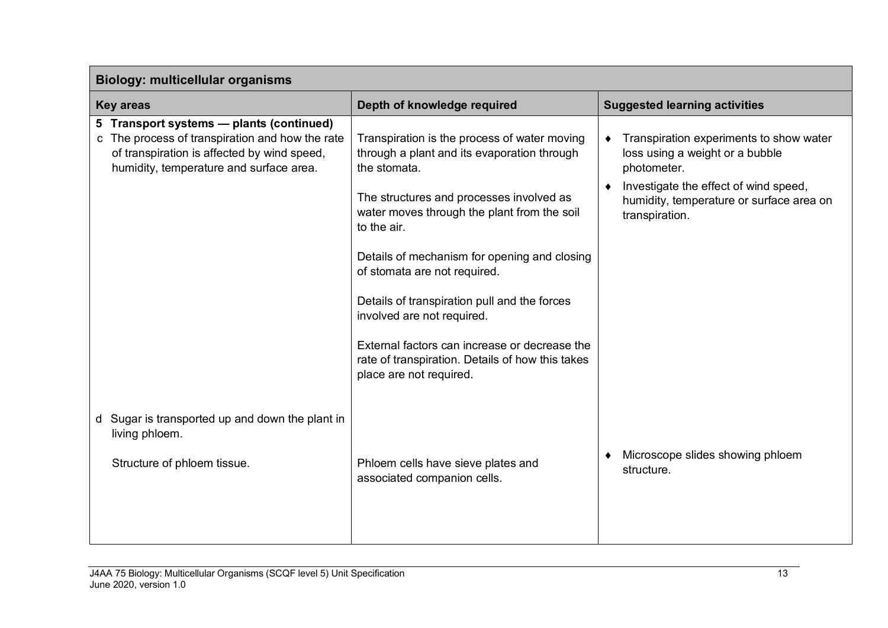| Biology: multicellular organisms | | |
|---|---|---|
| **Key areas** | **Depth of knowledge required** | **Suggested learning activities** |
| **5 Transport systems — plants (continued)**<br>c The process of transpiration and how the rate of transpiration is affected by wind speed, humidity, temperature and surface area. | Transpiration is the process of water moving through a plant and its evaporation through the stomata.<br><br>The structures and processes involved as water moves through the plant from the soil to the air.<br><br>Details of mechanism for opening and closing of stomata are not required.<br><br>Details of transpiration pull and the forces involved are not required.<br><br>External factors can increase or decrease the rate of transpiration. Details of how this takes place are not required. | ♦ Transpiration experiments to show water loss using a weight or a bubble photometer.<br>♦ Investigate the effect of wind speed, humidity, temperature or surface area on transpiration. |
| d Sugar is transported up and down the plant in living phloem.<br><br>Structure of phloem tissue. | Phloem cells have sieve plates and associated companion cells. | ♦ Microscope slides showing phloem structure. |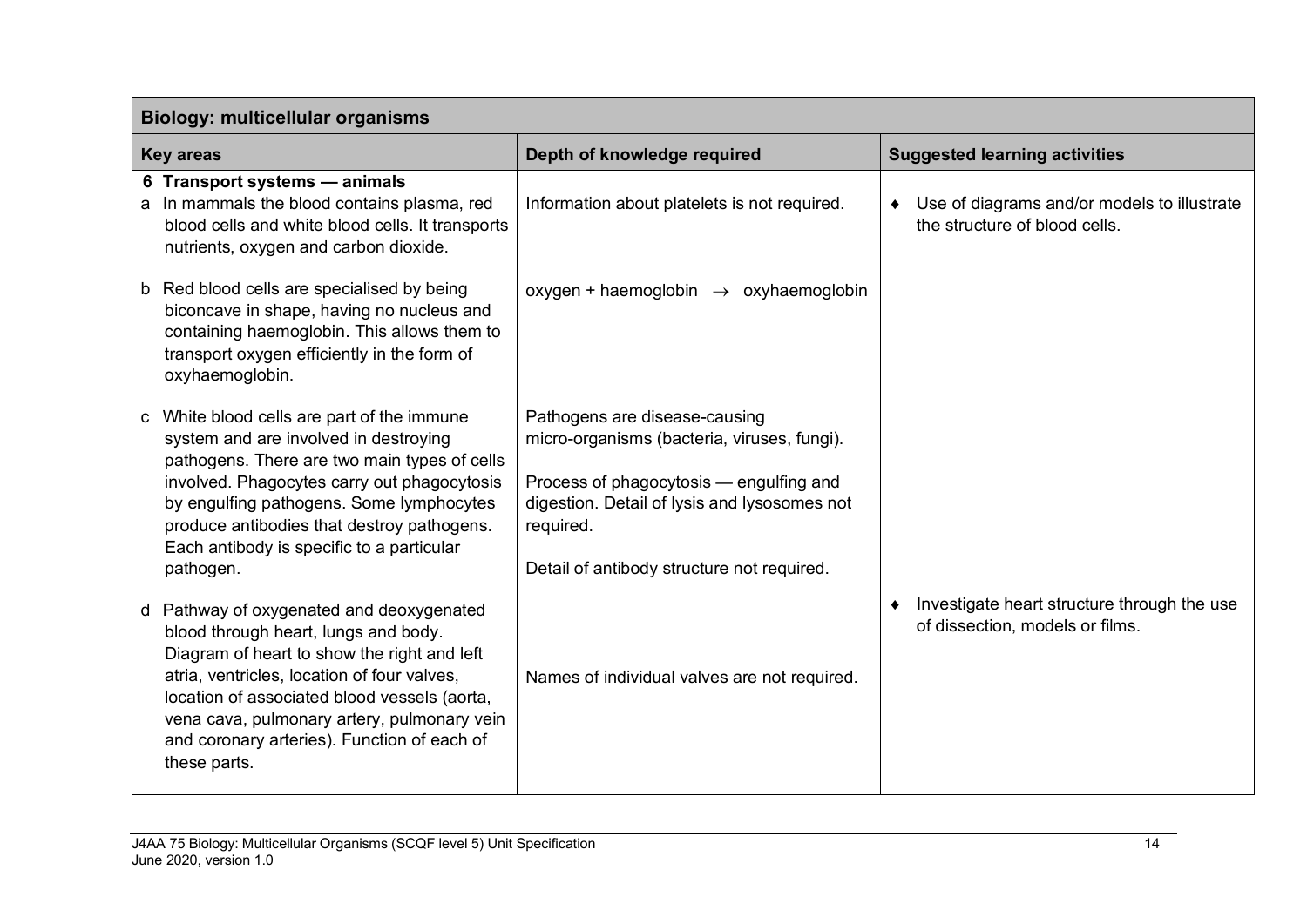| Biology: multicellular organisms | | |
|---|---|---|
| **Key areas** | **Depth of knowledge required** | **Suggested learning activities** |
| **6 Transport systems — animals**<br>a In mammals the blood contains plasma, red blood cells and white blood cells. It transports nutrients, oxygen and carbon dioxide. | Information about platelets is not required. | ♦ Use of diagrams and/or models to illustrate the structure of blood cells. |
| b Red blood cells are specialised by being biconcave in shape, having no nucleus and containing haemoglobin. This allows them to transport oxygen efficiently in the form of oxyhaemoglobin. | oxygen + haemoglobin $\rightarrow$ oxyhaemoglobin | |
| c White blood cells are part of the immune system and are involved in destroying pathogens. There are two main types of cells involved. Phagocytes carry out phagocytosis by engulfing pathogens. Some lymphocytes produce antibodies that destroy pathogens. Each antibody is specific to a particular pathogen. | Pathogens are disease-causing micro-organisms (bacteria, viruses, fungi).<br><br>Process of phagocytosis — engulfing and digestion. Detail of lysis and lysosomes not required.<br><br>Detail of antibody structure not required. | |
| d Pathway of oxygenated and deoxygenated blood through heart, lungs and body. Diagram of heart to show the right and left atria, ventricles, location of four valves, location of associated blood vessels (aorta, vena cava, pulmonary artery, pulmonary vein and coronary arteries). Function of each of these parts. | Names of individual valves are not required. | ♦ Investigate heart structure through the use of dissection, models or films. |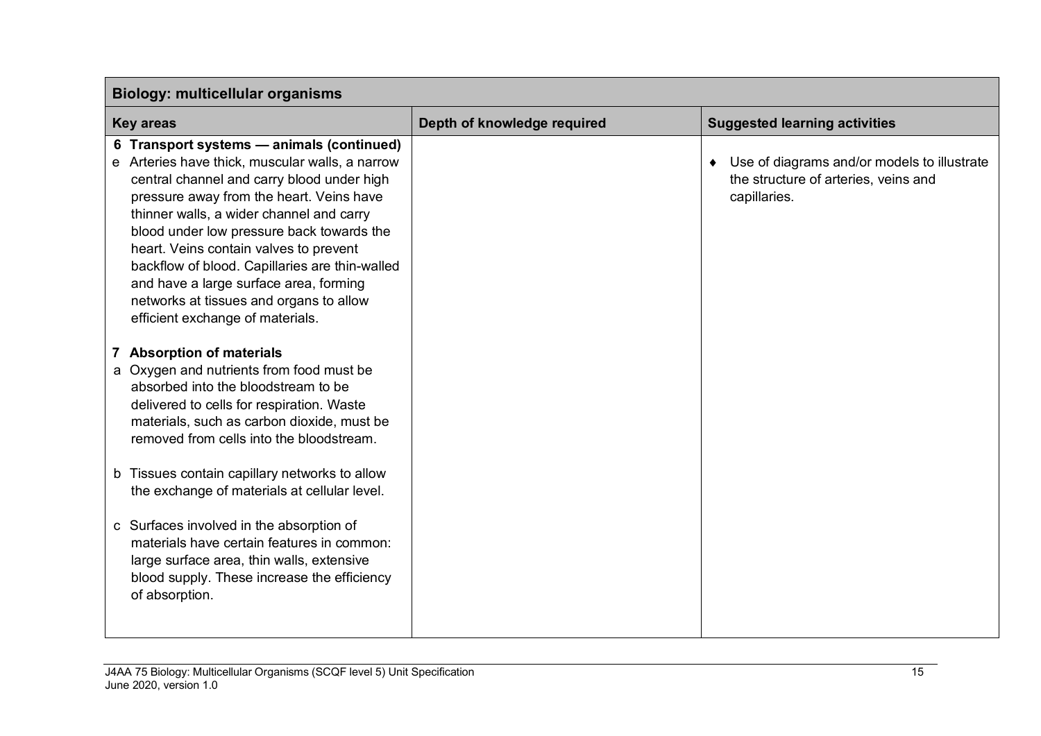| Biology: multicellular organisms | | |
|---|---|---|
| **Key areas** | **Depth of knowledge required** | **Suggested learning activities** |
| **6 Transport systems — animals (continued)**<br>e Arteries have thick, muscular walls, a narrow central channel and carry blood under high pressure away from the heart. Veins have thinner walls, a wider channel and carry blood under low pressure back towards the heart. Veins contain valves to prevent backflow of blood. Capillaries are thin-walled and have a large surface area, forming networks at tissues and organs to allow efficient exchange of materials.<br><br>**7 Absorption of materials**<br>a Oxygen and nutrients from food must be absorbed into the bloodstream to be delivered to cells for respiration. Waste materials, such as carbon dioxide, must be removed from cells into the bloodstream.<br><br>b Tissues contain capillary networks to allow the exchange of materials at cellular level.<br><br>c Surfaces involved in the absorption of materials have certain features in common: large surface area, thin walls, extensive blood supply. These increase the efficiency of absorption. | | ♦ Use of diagrams and/or models to illustrate the structure of arteries, veins and capillaries. |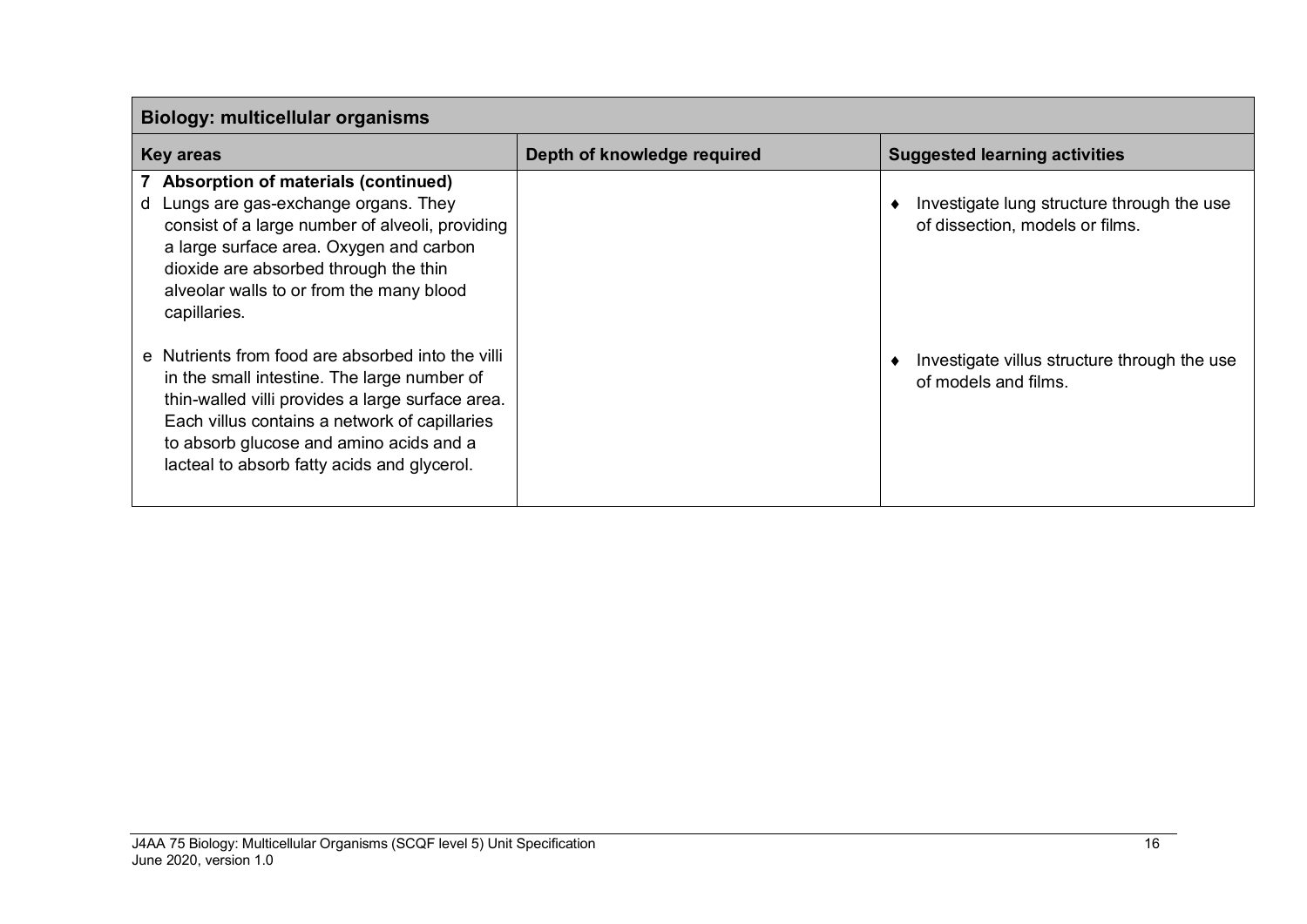| Biology: multicellular organisms | | |
|---|---|---|
| **Key areas** | **Depth of knowledge required** | **Suggested learning activities** |
| **7 Absorption of materials (continued)**<br>d Lungs are gas-exchange organs. They consist of a large number of alveoli, providing a large surface area. Oxygen and carbon dioxide are absorbed through the thin alveolar walls to or from the many blood capillaries. | | ♦ Investigate lung structure through the use of dissection, models or films. |
| e Nutrients from food are absorbed into the villi in the small intestine. The large number of thin-walled villi provides a large surface area. Each villus contains a network of capillaries to absorb glucose and amino acids and a lacteal to absorb fatty acids and glycerol. | | ♦ Investigate villus structure through the use of models and films. |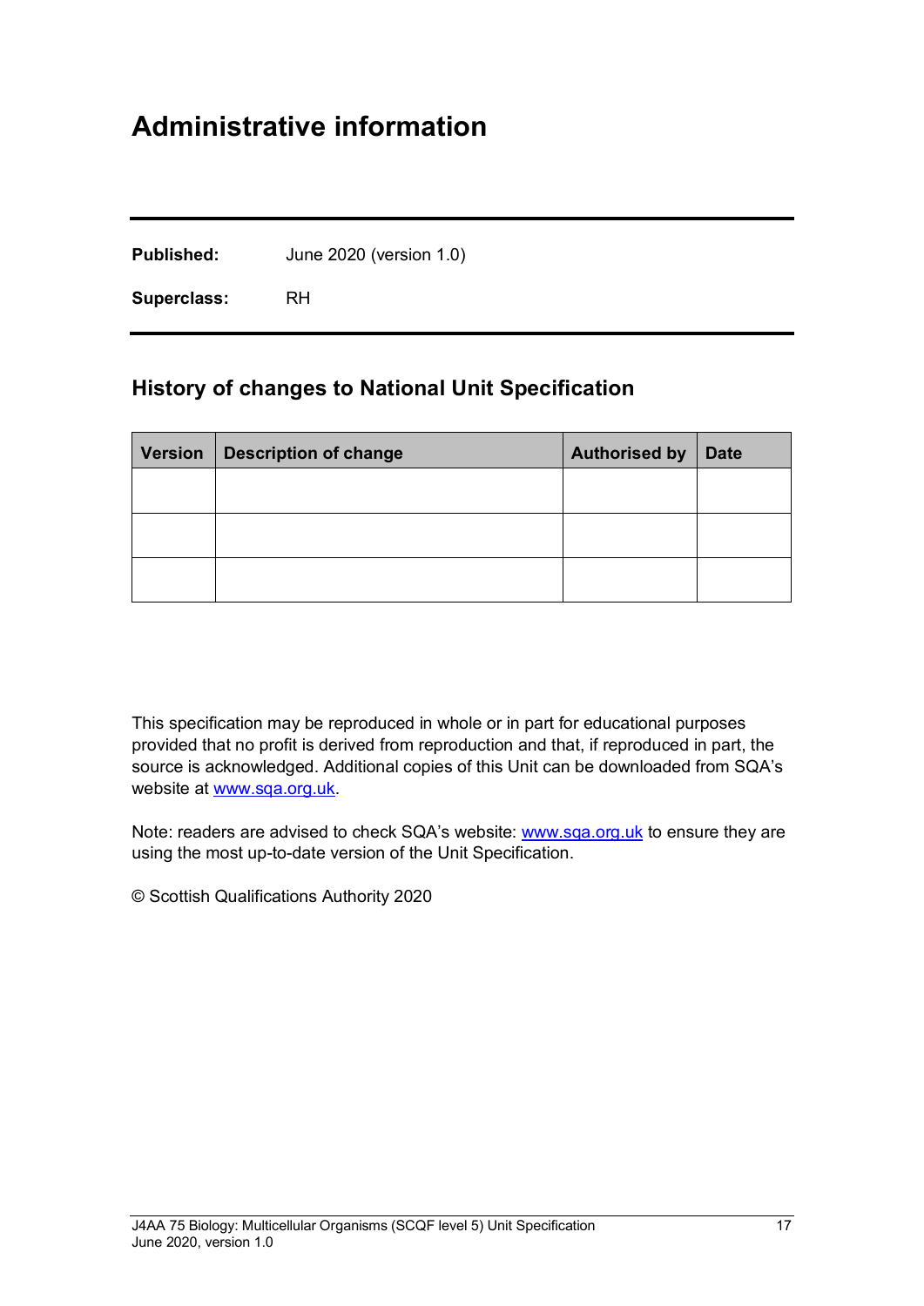# Administrative information

**Published:** June 2020 (version 1.0)

**Superclass:** RH

## History of changes to National Unit Specification

| Version | Description of change | Authorised by | Date |
|---|---|---|---|
| | | | |
| | | | |
| | | | |

This specification may be reproduced in whole or in part for educational purposes provided that no profit is derived from reproduction and that, if reproduced in part, the source is acknowledged. Additional copies of this Unit can be downloaded from SQA's website at www.sqa.org.uk.

Note: readers are advised to check SQA's website: www.sqa.org.uk to ensure they are using the most up-to-date version of the Unit Specification.

© Scottish Qualifications Authority 2020